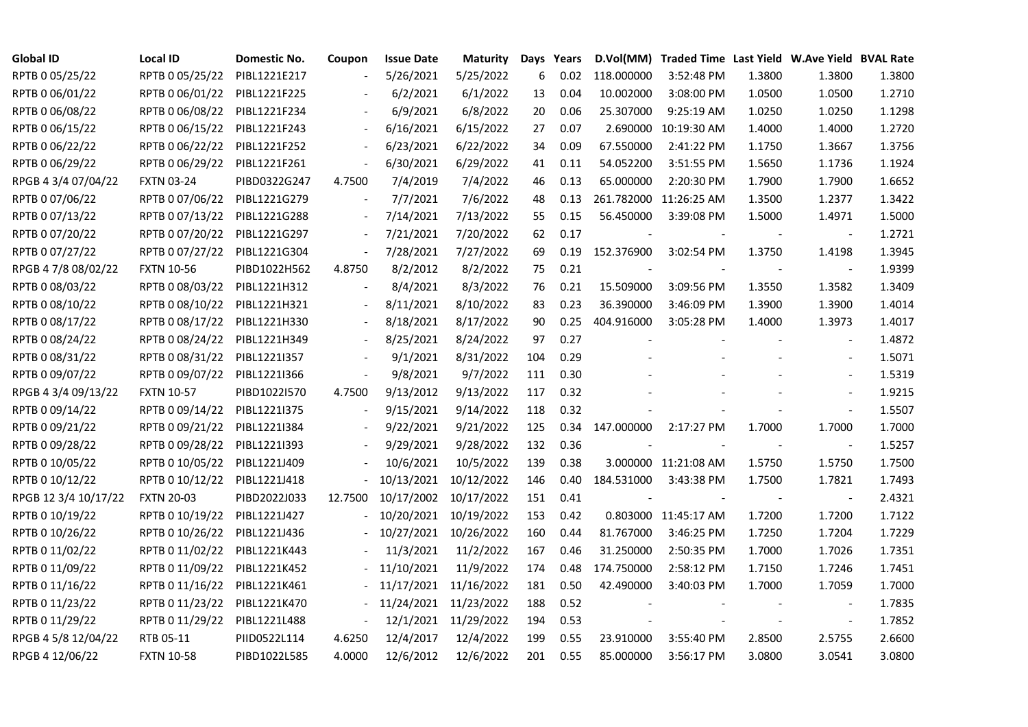| Global ID | Local ID | Domestic No. | Coupon | Issue Date | Maturity | Days | Years | D.Vol(MM) | Traded Time | Last Yield | W.Ave Yield | BVAL Rate |
|---|---|---|---|---|---|---|---|---|---|---|---|---|
| RPTB 0 05/25/22 | RPTB 0 05/25/22 | PIBL1221E217 | - | 5/26/2021 | 5/25/2022 | 6 | 0.02 | 118.000000 | 3:52:48 PM | 1.3800 | 1.3800 | 1.3800 |
| RPTB 0 06/01/22 | RPTB 0 06/01/22 | PIBL1221F225 | - | 6/2/2021 | 6/1/2022 | 13 | 0.04 | 10.002000 | 3:08:00 PM | 1.0500 | 1.0500 | 1.2710 |
| RPTB 0 06/08/22 | RPTB 0 06/08/22 | PIBL1221F234 | - | 6/9/2021 | 6/8/2022 | 20 | 0.06 | 25.307000 | 9:25:19 AM | 1.0250 | 1.0250 | 1.1298 |
| RPTB 0 06/15/22 | RPTB 0 06/15/22 | PIBL1221F243 | - | 6/16/2021 | 6/15/2022 | 27 | 0.07 | 2.690000 | 10:19:30 AM | 1.4000 | 1.4000 | 1.2720 |
| RPTB 0 06/22/22 | RPTB 0 06/22/22 | PIBL1221F252 | - | 6/23/2021 | 6/22/2022 | 34 | 0.09 | 67.550000 | 2:41:22 PM | 1.1750 | 1.3667 | 1.3756 |
| RPTB 0 06/29/22 | RPTB 0 06/29/22 | PIBL1221F261 | - | 6/30/2021 | 6/29/2022 | 41 | 0.11 | 54.052200 | 3:51:55 PM | 1.5650 | 1.1736 | 1.1924 |
| RPGB 4 3/4 07/04/22 | FXTN 03-24 | PIBD0322G247 | 4.7500 | 7/4/2019 | 7/4/2022 | 46 | 0.13 | 65.000000 | 2:20:30 PM | 1.7900 | 1.7900 | 1.6652 |
| RPTB 0 07/06/22 | RPTB 0 07/06/22 | PIBL1221G279 | - | 7/7/2021 | 7/6/2022 | 48 | 0.13 | 261.782000 | 11:26:25 AM | 1.3500 | 1.2377 | 1.3422 |
| RPTB 0 07/13/22 | RPTB 0 07/13/22 | PIBL1221G288 | - | 7/14/2021 | 7/13/2022 | 55 | 0.15 | 56.450000 | 3:39:08 PM | 1.5000 | 1.4971 | 1.5000 |
| RPTB 0 07/20/22 | RPTB 0 07/20/22 | PIBL1221G297 | - | 7/21/2021 | 7/20/2022 | 62 | 0.17 | - | - | - | - | 1.2721 |
| RPTB 0 07/27/22 | RPTB 0 07/27/22 | PIBL1221G304 | - | 7/28/2021 | 7/27/2022 | 69 | 0.19 | 152.376900 | 3:02:54 PM | 1.3750 | 1.4198 | 1.3945 |
| RPGB 4 7/8 08/02/22 | FXTN 10-56 | PIBD1022H562 | 4.8750 | 8/2/2012 | 8/2/2022 | 75 | 0.21 | - | - | - | - | 1.9399 |
| RPTB 0 08/03/22 | RPTB 0 08/03/22 | PIBL1221H312 | - | 8/4/2021 | 8/3/2022 | 76 | 0.21 | 15.509000 | 3:09:56 PM | 1.3550 | 1.3582 | 1.3409 |
| RPTB 0 08/10/22 | RPTB 0 08/10/22 | PIBL1221H321 | - | 8/11/2021 | 8/10/2022 | 83 | 0.23 | 36.390000 | 3:46:09 PM | 1.3900 | 1.3900 | 1.4014 |
| RPTB 0 08/17/22 | RPTB 0 08/17/22 | PIBL1221H330 | - | 8/18/2021 | 8/17/2022 | 90 | 0.25 | 404.916000 | 3:05:28 PM | 1.4000 | 1.3973 | 1.4017 |
| RPTB 0 08/24/22 | RPTB 0 08/24/22 | PIBL1221H349 | - | 8/25/2021 | 8/24/2022 | 97 | 0.27 | - | - | - | - | 1.4872 |
| RPTB 0 08/31/22 | RPTB 0 08/31/22 | PIBL1221I357 | - | 9/1/2021 | 8/31/2022 | 104 | 0.29 | - | - | - | - | 1.5071 |
| RPTB 0 09/07/22 | RPTB 0 09/07/22 | PIBL1221I366 | - | 9/8/2021 | 9/7/2022 | 111 | 0.30 | - | - | - | - | 1.5319 |
| RPGB 4 3/4 09/13/22 | FXTN 10-57 | PIBD1022I570 | 4.7500 | 9/13/2012 | 9/13/2022 | 117 | 0.32 | - | - | - | - | 1.9215 |
| RPTB 0 09/14/22 | RPTB 0 09/14/22 | PIBL1221I375 | - | 9/15/2021 | 9/14/2022 | 118 | 0.32 | - | - | - | - | 1.5507 |
| RPTB 0 09/21/22 | RPTB 0 09/21/22 | PIBL1221I384 | - | 9/22/2021 | 9/21/2022 | 125 | 0.34 | 147.000000 | 2:17:27 PM | 1.7000 | 1.7000 | 1.7000 |
| RPTB 0 09/28/22 | RPTB 0 09/28/22 | PIBL1221I393 | - | 9/29/2021 | 9/28/2022 | 132 | 0.36 | - | - | - | - | 1.5257 |
| RPTB 0 10/05/22 | RPTB 0 10/05/22 | PIBL1221J409 | - | 10/6/2021 | 10/5/2022 | 139 | 0.38 | 3.000000 | 11:21:08 AM | 1.5750 | 1.5750 | 1.7500 |
| RPTB 0 10/12/22 | RPTB 0 10/12/22 | PIBL1221J418 | - | 10/13/2021 | 10/12/2022 | 146 | 0.40 | 184.531000 | 3:43:38 PM | 1.7500 | 1.7821 | 1.7493 |
| RPGB 12 3/4 10/17/22 | FXTN 20-03 | PIBD2022J033 | 12.7500 | 10/17/2002 | 10/17/2022 | 151 | 0.41 | - | - | - | - | 2.4321 |
| RPTB 0 10/19/22 | RPTB 0 10/19/22 | PIBL1221J427 | - | 10/20/2021 | 10/19/2022 | 153 | 0.42 | 0.803000 | 11:45:17 AM | 1.7200 | 1.7200 | 1.7122 |
| RPTB 0 10/26/22 | RPTB 0 10/26/22 | PIBL1221J436 | - | 10/27/2021 | 10/26/2022 | 160 | 0.44 | 81.767000 | 3:46:25 PM | 1.7250 | 1.7204 | 1.7229 |
| RPTB 0 11/02/22 | RPTB 0 11/02/22 | PIBL1221K443 | - | 11/3/2021 | 11/2/2022 | 167 | 0.46 | 31.250000 | 2:50:35 PM | 1.7000 | 1.7026 | 1.7351 |
| RPTB 0 11/09/22 | RPTB 0 11/09/22 | PIBL1221K452 | - | 11/10/2021 | 11/9/2022 | 174 | 0.48 | 174.750000 | 2:58:12 PM | 1.7150 | 1.7246 | 1.7451 |
| RPTB 0 11/16/22 | RPTB 0 11/16/22 | PIBL1221K461 | - | 11/17/2021 | 11/16/2022 | 181 | 0.50 | 42.490000 | 3:40:03 PM | 1.7000 | 1.7059 | 1.7000 |
| RPTB 0 11/23/22 | RPTB 0 11/23/22 | PIBL1221K470 | - | 11/24/2021 | 11/23/2022 | 188 | 0.52 | - | - | - | - | 1.7835 |
| RPTB 0 11/29/22 | RPTB 0 11/29/22 | PIBL1221L488 | - | 12/1/2021 | 11/29/2022 | 194 | 0.53 | - | - | - | - | 1.7852 |
| RPGB 4 5/8 12/04/22 | RTB 05-11 | PIID0522L114 | 4.6250 | 12/4/2017 | 12/4/2022 | 199 | 0.55 | 23.910000 | 3:55:40 PM | 2.8500 | 2.5755 | 2.6600 |
| RPGB 4 12/06/22 | FXTN 10-58 | PIBD1022L585 | 4.0000 | 12/6/2012 | 12/6/2022 | 201 | 0.55 | 85.000000 | 3:56:17 PM | 3.0800 | 3.0541 | 3.0800 |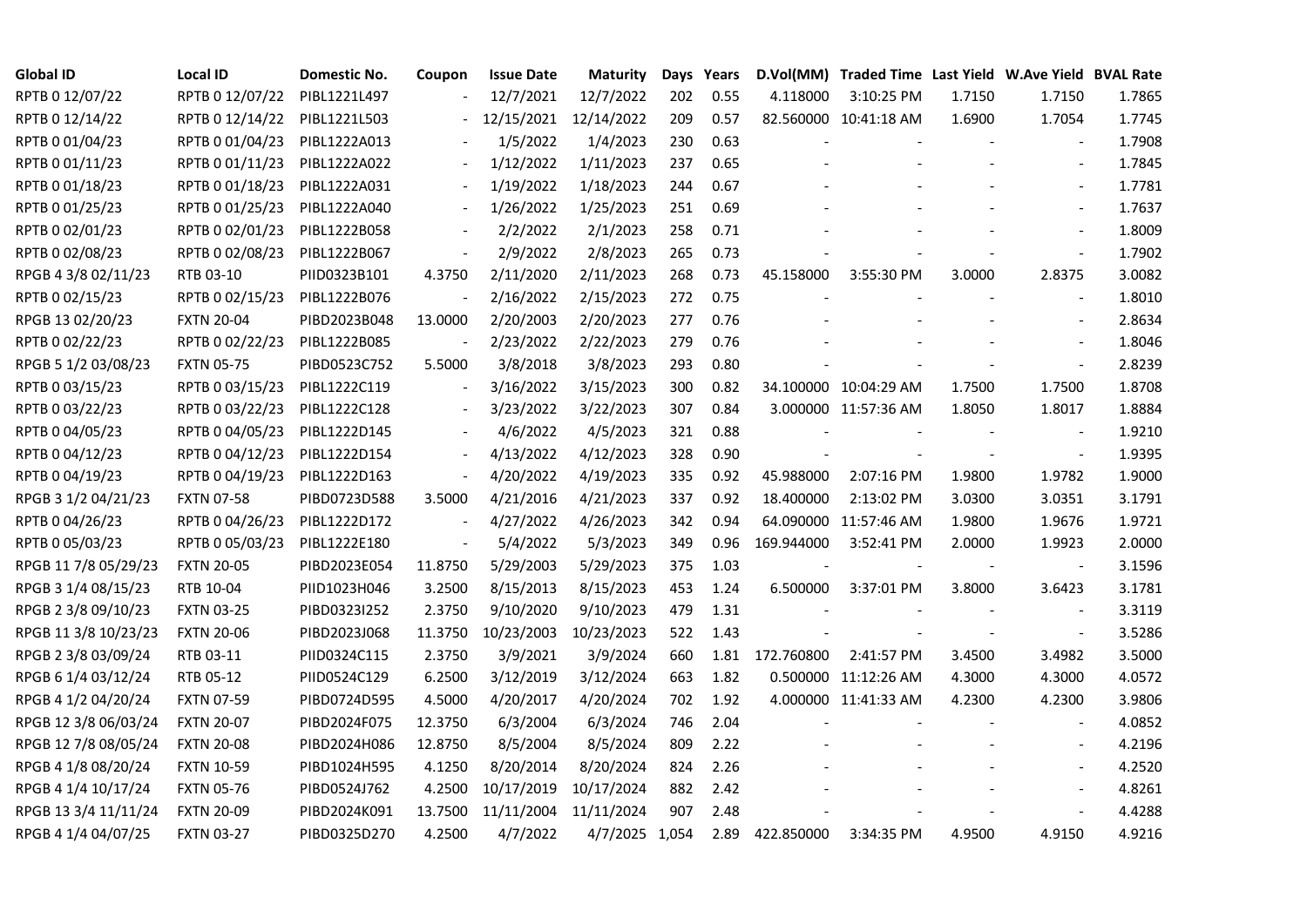| Global ID | Local ID | Domestic No. | Coupon | Issue Date | Maturity | Days | Years | D.Vol(MM) | Traded Time | Last Yield | W.Ave Yield | BVAL Rate |
|---|---|---|---|---|---|---|---|---|---|---|---|---|
| RPTB 0 12/07/22 | RPTB 0 12/07/22 | PIBL1221L497 | - | 12/7/2021 | 12/7/2022 | 202 | 0.55 | 4.118000 | 3:10:25 PM | 1.7150 | 1.7150 | 1.7865 |
| RPTB 0 12/14/22 | RPTB 0 12/14/22 | PIBL1221L503 | - | 12/15/2021 | 12/14/2022 | 209 | 0.57 | 82.560000 | 10:41:18 AM | 1.6900 | 1.7054 | 1.7745 |
| RPTB 0 01/04/23 | RPTB 0 01/04/23 | PIBL1222A013 | - | 1/5/2022 | 1/4/2023 | 230 | 0.63 | - | - | - | - | 1.7908 |
| RPTB 0 01/11/23 | RPTB 0 01/11/23 | PIBL1222A022 | - | 1/12/2022 | 1/11/2023 | 237 | 0.65 | - | - | - | - | 1.7845 |
| RPTB 0 01/18/23 | RPTB 0 01/18/23 | PIBL1222A031 | - | 1/19/2022 | 1/18/2023 | 244 | 0.67 | - | - | - | - | 1.7781 |
| RPTB 0 01/25/23 | RPTB 0 01/25/23 | PIBL1222A040 | - | 1/26/2022 | 1/25/2023 | 251 | 0.69 | - | - | - | - | 1.7637 |
| RPTB 0 02/01/23 | RPTB 0 02/01/23 | PIBL1222B058 | - | 2/2/2022 | 2/1/2023 | 258 | 0.71 | - | - | - | - | 1.8009 |
| RPTB 0 02/08/23 | RPTB 0 02/08/23 | PIBL1222B067 | - | 2/9/2022 | 2/8/2023 | 265 | 0.73 | - | - | - | - | 1.7902 |
| RPGB 4 3/8 02/11/23 | RTB 03-10 | PIID0323B101 | 4.3750 | 2/11/2020 | 2/11/2023 | 268 | 0.73 | 45.158000 | 3:55:30 PM | 3.0000 | 2.8375 | 3.0082 |
| RPTB 0 02/15/23 | RPTB 0 02/15/23 | PIBL1222B076 | - | 2/16/2022 | 2/15/2023 | 272 | 0.75 | - | - | - | - | 1.8010 |
| RPGB 13 02/20/23 | FXTN 20-04 | PIBD2023B048 | 13.0000 | 2/20/2003 | 2/20/2023 | 277 | 0.76 | - | - | - | - | 2.8634 |
| RPTB 0 02/22/23 | RPTB 0 02/22/23 | PIBL1222B085 | - | 2/23/2022 | 2/22/2023 | 279 | 0.76 | - | - | - | - | 1.8046 |
| RPGB 5 1/2 03/08/23 | FXTN 05-75 | PIBD0523C752 | 5.5000 | 3/8/2018 | 3/8/2023 | 293 | 0.80 | - | - | - | - | 2.8239 |
| RPTB 0 03/15/23 | RPTB 0 03/15/23 | PIBL1222C119 | - | 3/16/2022 | 3/15/2023 | 300 | 0.82 | 34.100000 | 10:04:29 AM | 1.7500 | 1.7500 | 1.8708 |
| RPTB 0 03/22/23 | RPTB 0 03/22/23 | PIBL1222C128 | - | 3/23/2022 | 3/22/2023 | 307 | 0.84 | 3.000000 | 11:57:36 AM | 1.8050 | 1.8017 | 1.8884 |
| RPTB 0 04/05/23 | RPTB 0 04/05/23 | PIBL1222D145 | - | 4/6/2022 | 4/5/2023 | 321 | 0.88 | - | - | - | - | 1.9210 |
| RPTB 0 04/12/23 | RPTB 0 04/12/23 | PIBL1222D154 | - | 4/13/2022 | 4/12/2023 | 328 | 0.90 | - | - | - | - | 1.9395 |
| RPTB 0 04/19/23 | RPTB 0 04/19/23 | PIBL1222D163 | - | 4/20/2022 | 4/19/2023 | 335 | 0.92 | 45.988000 | 2:07:16 PM | 1.9800 | 1.9782 | 1.9000 |
| RPGB 3 1/2 04/21/23 | FXTN 07-58 | PIBD0723D588 | 3.5000 | 4/21/2016 | 4/21/2023 | 337 | 0.92 | 18.400000 | 2:13:02 PM | 3.0300 | 3.0351 | 3.1791 |
| RPTB 0 04/26/23 | RPTB 0 04/26/23 | PIBL1222D172 | - | 4/27/2022 | 4/26/2023 | 342 | 0.94 | 64.090000 | 11:57:46 AM | 1.9800 | 1.9676 | 1.9721 |
| RPTB 0 05/03/23 | RPTB 0 05/03/23 | PIBL1222E180 | - | 5/4/2022 | 5/3/2023 | 349 | 0.96 | 169.944000 | 3:52:41 PM | 2.0000 | 1.9923 | 2.0000 |
| RPGB 11 7/8 05/29/23 | FXTN 20-05 | PIBD2023E054 | 11.8750 | 5/29/2003 | 5/29/2023 | 375 | 1.03 | - | - | - | - | 3.1596 |
| RPGB 3 1/4 08/15/23 | RTB 10-04 | PIID1023H046 | 3.2500 | 8/15/2013 | 8/15/2023 | 453 | 1.24 | 6.500000 | 3:37:01 PM | 3.8000 | 3.6423 | 3.1781 |
| RPGB 2 3/8 09/10/23 | FXTN 03-25 | PIBD0323I252 | 2.3750 | 9/10/2020 | 9/10/2023 | 479 | 1.31 | - | - | - | - | 3.3119 |
| RPGB 11 3/8 10/23/23 | FXTN 20-06 | PIBD2023J068 | 11.3750 | 10/23/2003 | 10/23/2023 | 522 | 1.43 | - | - | - | - | 3.5286 |
| RPGB 2 3/8 03/09/24 | RTB 03-11 | PIID0324C115 | 2.3750 | 3/9/2021 | 3/9/2024 | 660 | 1.81 | 172.760800 | 2:41:57 PM | 3.4500 | 3.4982 | 3.5000 |
| RPGB 6 1/4 03/12/24 | RTB 05-12 | PIID0524C129 | 6.2500 | 3/12/2019 | 3/12/2024 | 663 | 1.82 | 0.500000 | 11:12:26 AM | 4.3000 | 4.3000 | 4.0572 |
| RPGB 4 1/2 04/20/24 | FXTN 07-59 | PIBD0724D595 | 4.5000 | 4/20/2017 | 4/20/2024 | 702 | 1.92 | 4.000000 | 11:41:33 AM | 4.2300 | 4.2300 | 3.9806 |
| RPGB 12 3/8 06/03/24 | FXTN 20-07 | PIBD2024F075 | 12.3750 | 6/3/2004 | 6/3/2024 | 746 | 2.04 | - | - | - | - | 4.0852 |
| RPGB 12 7/8 08/05/24 | FXTN 20-08 | PIBD2024H086 | 12.8750 | 8/5/2004 | 8/5/2024 | 809 | 2.22 | - | - | - | - | 4.2196 |
| RPGB 4 1/8 08/20/24 | FXTN 10-59 | PIBD1024H595 | 4.1250 | 8/20/2014 | 8/20/2024 | 824 | 2.26 | - | - | - | - | 4.2520 |
| RPGB 4 1/4 10/17/24 | FXTN 05-76 | PIBD0524J762 | 4.2500 | 10/17/2019 | 10/17/2024 | 882 | 2.42 | - | - | - | - | 4.8261 |
| RPGB 13 3/4 11/11/24 | FXTN 20-09 | PIBD2024K091 | 13.7500 | 11/11/2004 | 11/11/2024 | 907 | 2.48 | - | - | - | - | 4.4288 |
| RPGB 4 1/4 04/07/25 | FXTN 03-27 | PIBD0325D270 | 4.2500 | 4/7/2022 | 4/7/2025 | 1,054 | 2.89 | 422.850000 | 3:34:35 PM | 4.9500 | 4.9150 | 4.9216 |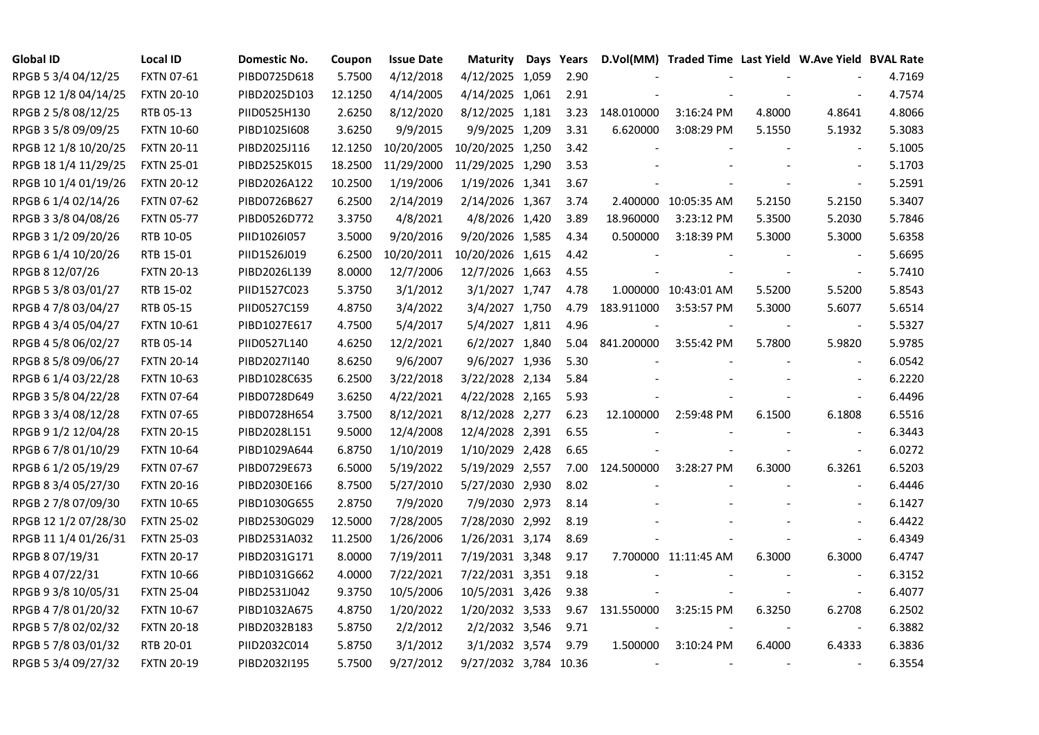| Global ID | Local ID | Domestic No. | Coupon | Issue Date | Maturity | Days | Years | D.Vol(MM) | Traded Time | Last Yield | W.Ave Yield | BVAL Rate |
|---|---|---|---|---|---|---|---|---|---|---|---|---|
| RPGB 5 3/4 04/12/25 | FXTN 07-61 | PIBD0725D618 | 5.7500 | 4/12/2018 | 4/12/2025 | 1,059 | 2.90 | - | - | - | - | 4.7169 |
| RPGB 12 1/8 04/14/25 | FXTN 20-10 | PIBD2025D103 | 12.1250 | 4/14/2005 | 4/14/2025 | 1,061 | 2.91 | - | - | - | - | 4.7574 |
| RPGB 2 5/8 08/12/25 | RTB 05-13 | PIID0525H130 | 2.6250 | 8/12/2020 | 8/12/2025 | 1,181 | 3.23 | 148.010000 | 3:16:24 PM | 4.8000 | 4.8641 | 4.8066 |
| RPGB 3 5/8 09/09/25 | FXTN 10-60 | PIBD1025I608 | 3.6250 | 9/9/2015 | 9/9/2025 | 1,209 | 3.31 | 6.620000 | 3:08:29 PM | 5.1550 | 5.1932 | 5.3083 |
| RPGB 12 1/8 10/20/25 | FXTN 20-11 | PIBD2025J116 | 12.1250 | 10/20/2005 | 10/20/2025 | 1,250 | 3.42 | - | - | - | - | 5.1005 |
| RPGB 18 1/4 11/29/25 | FXTN 25-01 | PIBD2525K015 | 18.2500 | 11/29/2000 | 11/29/2025 | 1,290 | 3.53 | - | - | - | - | 5.1703 |
| RPGB 10 1/4 01/19/26 | FXTN 20-12 | PIBD2026A122 | 10.2500 | 1/19/2006 | 1/19/2026 | 1,341 | 3.67 | - | - | - | - | 5.2591 |
| RPGB 6 1/4 02/14/26 | FXTN 07-62 | PIBD0726B627 | 6.2500 | 2/14/2019 | 2/14/2026 | 1,367 | 3.74 | 2.400000 | 10:05:35 AM | 5.2150 | 5.2150 | 5.3407 |
| RPGB 3 3/8 04/08/26 | FXTN 05-77 | PIBD0526D772 | 3.3750 | 4/8/2021 | 4/8/2026 | 1,420 | 3.89 | 18.960000 | 3:23:12 PM | 5.3500 | 5.2030 | 5.7846 |
| RPGB 3 1/2 09/20/26 | RTB 10-05 | PIID1026I057 | 3.5000 | 9/20/2016 | 9/20/2026 | 1,585 | 4.34 | 0.500000 | 3:18:39 PM | 5.3000 | 5.3000 | 5.6358 |
| RPGB 6 1/4 10/20/26 | RTB 15-01 | PIID1526J019 | 6.2500 | 10/20/2011 | 10/20/2026 | 1,615 | 4.42 | - | - | - | - | 5.6695 |
| RPGB 8 12/07/26 | FXTN 20-13 | PIBD2026L139 | 8.0000 | 12/7/2006 | 12/7/2026 | 1,663 | 4.55 | - | - | - | - | 5.7410 |
| RPGB 5 3/8 03/01/27 | RTB 15-02 | PIID1527C023 | 5.3750 | 3/1/2012 | 3/1/2027 | 1,747 | 4.78 | 1.000000 | 10:43:01 AM | 5.5200 | 5.5200 | 5.8543 |
| RPGB 4 7/8 03/04/27 | RTB 05-15 | PIID0527C159 | 4.8750 | 3/4/2022 | 3/4/2027 | 1,750 | 4.79 | 183.911000 | 3:53:57 PM | 5.3000 | 5.6077 | 5.6514 |
| RPGB 4 3/4 05/04/27 | FXTN 10-61 | PIBD1027E617 | 4.7500 | 5/4/2017 | 5/4/2027 | 1,811 | 4.96 | - | - | - | - | 5.5327 |
| RPGB 4 5/8 06/02/27 | RTB 05-14 | PIID0527L140 | 4.6250 | 12/2/2021 | 6/2/2027 | 1,840 | 5.04 | 841.200000 | 3:55:42 PM | 5.7800 | 5.9820 | 5.9785 |
| RPGB 8 5/8 09/06/27 | FXTN 20-14 | PIBD2027I140 | 8.6250 | 9/6/2007 | 9/6/2027 | 1,936 | 5.30 | - | - | - | - | 6.0542 |
| RPGB 6 1/4 03/22/28 | FXTN 10-63 | PIBD1028C635 | 6.2500 | 3/22/2018 | 3/22/2028 | 2,134 | 5.84 | - | - | - | - | 6.2220 |
| RPGB 3 5/8 04/22/28 | FXTN 07-64 | PIBD0728D649 | 3.6250 | 4/22/2021 | 4/22/2028 | 2,165 | 5.93 | - | - | - | - | 6.4496 |
| RPGB 3 3/4 08/12/28 | FXTN 07-65 | PIBD0728H654 | 3.7500 | 8/12/2021 | 8/12/2028 | 2,277 | 6.23 | 12.100000 | 2:59:48 PM | 6.1500 | 6.1808 | 6.5516 |
| RPGB 9 1/2 12/04/28 | FXTN 20-15 | PIBD2028L151 | 9.5000 | 12/4/2008 | 12/4/2028 | 2,391 | 6.55 | - | - | - | - | 6.3443 |
| RPGB 6 7/8 01/10/29 | FXTN 10-64 | PIBD1029A644 | 6.8750 | 1/10/2019 | 1/10/2029 | 2,428 | 6.65 | - | - | - | - | 6.0272 |
| RPGB 6 1/2 05/19/29 | FXTN 07-67 | PIBD0729E673 | 6.5000 | 5/19/2022 | 5/19/2029 | 2,557 | 7.00 | 124.500000 | 3:28:27 PM | 6.3000 | 6.3261 | 6.5203 |
| RPGB 8 3/4 05/27/30 | FXTN 20-16 | PIBD2030E166 | 8.7500 | 5/27/2010 | 5/27/2030 | 2,930 | 8.02 | - | - | - | - | 6.4446 |
| RPGB 2 7/8 07/09/30 | FXTN 10-65 | PIBD1030G655 | 2.8750 | 7/9/2020 | 7/9/2030 | 2,973 | 8.14 | - | - | - | - | 6.1427 |
| RPGB 12 1/2 07/28/30 | FXTN 25-02 | PIBD2530G029 | 12.5000 | 7/28/2005 | 7/28/2030 | 2,992 | 8.19 | - | - | - | - | 6.4422 |
| RPGB 11 1/4 01/26/31 | FXTN 25-03 | PIBD2531A032 | 11.2500 | 1/26/2006 | 1/26/2031 | 3,174 | 8.69 | - | - | - | - | 6.4349 |
| RPGB 8 07/19/31 | FXTN 20-17 | PIBD2031G171 | 8.0000 | 7/19/2011 | 7/19/2031 | 3,348 | 9.17 | 7.700000 | 11:11:45 AM | 6.3000 | 6.3000 | 6.4747 |
| RPGB 4 07/22/31 | FXTN 10-66 | PIBD1031G662 | 4.0000 | 7/22/2021 | 7/22/2031 | 3,351 | 9.18 | - | - | - | - | 6.3152 |
| RPGB 9 3/8 10/05/31 | FXTN 25-04 | PIBD2531J042 | 9.3750 | 10/5/2006 | 10/5/2031 | 3,426 | 9.38 | - | - | - | - | 6.4077 |
| RPGB 4 7/8 01/20/32 | FXTN 10-67 | PIBD1032A675 | 4.8750 | 1/20/2022 | 1/20/2032 | 3,533 | 9.67 | 131.550000 | 3:25:15 PM | 6.3250 | 6.2708 | 6.2502 |
| RPGB 5 7/8 02/02/32 | FXTN 20-18 | PIBD2032B183 | 5.8750 | 2/2/2012 | 2/2/2032 | 3,546 | 9.71 | - | - | - | - | 6.3882 |
| RPGB 5 7/8 03/01/32 | RTB 20-01 | PIID2032C014 | 5.8750 | 3/1/2012 | 3/1/2032 | 3,574 | 9.79 | 1.500000 | 3:10:24 PM | 6.4000 | 6.4333 | 6.3836 |
| RPGB 5 3/4 09/27/32 | FXTN 20-19 | PIBD2032I195 | 5.7500 | 9/27/2012 | 9/27/2032 | 3,784 | 10.36 | - | - | - | - | 6.3554 |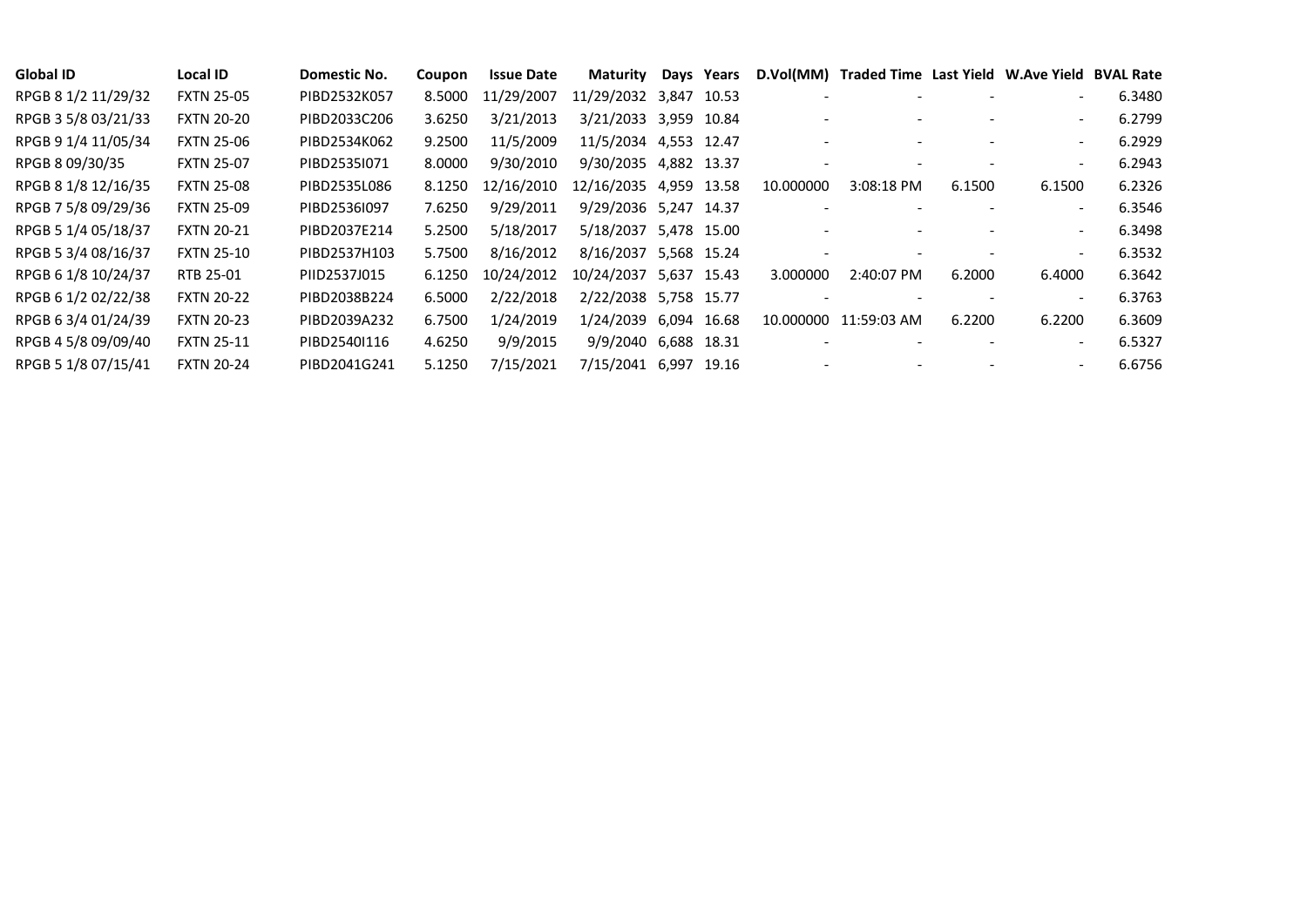| Global ID | Local ID | Domestic No. | Coupon | Issue Date | Maturity | Days | Years | D.Vol(MM) | Traded Time | Last Yield | W.Ave Yield | BVAL Rate |
|---|---|---|---|---|---|---|---|---|---|---|---|---|
| RPGB 8 1/2 11/29/32 | FXTN 25-05 | PIBD2532K057 | 8.5000 | 11/29/2007 | 11/29/2032 | 3,847 | 10.53 | - | - | - | - | 6.3480 |
| RPGB 3 5/8 03/21/33 | FXTN 20-20 | PIBD2033C206 | 3.6250 | 3/21/2013 | 3/21/2033 | 3,959 | 10.84 | - | - | - | - | 6.2799 |
| RPGB 9 1/4 11/05/34 | FXTN 25-06 | PIBD2534K062 | 9.2500 | 11/5/2009 | 11/5/2034 | 4,553 | 12.47 | - | - | - | - | 6.2929 |
| RPGB 8 09/30/35 | FXTN 25-07 | PIBD2535I071 | 8.0000 | 9/30/2010 | 9/30/2035 | 4,882 | 13.37 | - | - | - | - | 6.2943 |
| RPGB 8 1/8 12/16/35 | FXTN 25-08 | PIBD2535L086 | 8.1250 | 12/16/2010 | 12/16/2035 | 4,959 | 13.58 | 10.000000 | 3:08:18 PM | 6.1500 | 6.1500 | 6.2326 |
| RPGB 7 5/8 09/29/36 | FXTN 25-09 | PIBD2536I097 | 7.6250 | 9/29/2011 | 9/29/2036 | 5,247 | 14.37 | - | - | - | - | 6.3546 |
| RPGB 5 1/4 05/18/37 | FXTN 20-21 | PIBD2037E214 | 5.2500 | 5/18/2017 | 5/18/2037 | 5,478 | 15.00 | - | - | - | - | 6.3498 |
| RPGB 5 3/4 08/16/37 | FXTN 25-10 | PIBD2537H103 | 5.7500 | 8/16/2012 | 8/16/2037 | 5,568 | 15.24 | - | - | - | - | 6.3532 |
| RPGB 6 1/8 10/24/37 | RTB 25-01 | PIID2537J015 | 6.1250 | 10/24/2012 | 10/24/2037 | 5,637 | 15.43 | 3.000000 | 2:40:07 PM | 6.2000 | 6.4000 | 6.3642 |
| RPGB 6 1/2 02/22/38 | FXTN 20-22 | PIBD2038B224 | 6.5000 | 2/22/2018 | 2/22/2038 | 5,758 | 15.77 | - | - | - | - | 6.3763 |
| RPGB 6 3/4 01/24/39 | FXTN 20-23 | PIBD2039A232 | 6.7500 | 1/24/2019 | 1/24/2039 | 6,094 | 16.68 | 10.000000 | 11:59:03 AM | 6.2200 | 6.2200 | 6.3609 |
| RPGB 4 5/8 09/09/40 | FXTN 25-11 | PIBD2540I116 | 4.6250 | 9/9/2015 | 9/9/2040 | 6,688 | 18.31 | - | - | - | - | 6.5327 |
| RPGB 5 1/8 07/15/41 | FXTN 20-24 | PIBD2041G241 | 5.1250 | 7/15/2021 | 7/15/2041 | 6,997 | 19.16 | - | - | - | - | 6.6756 |